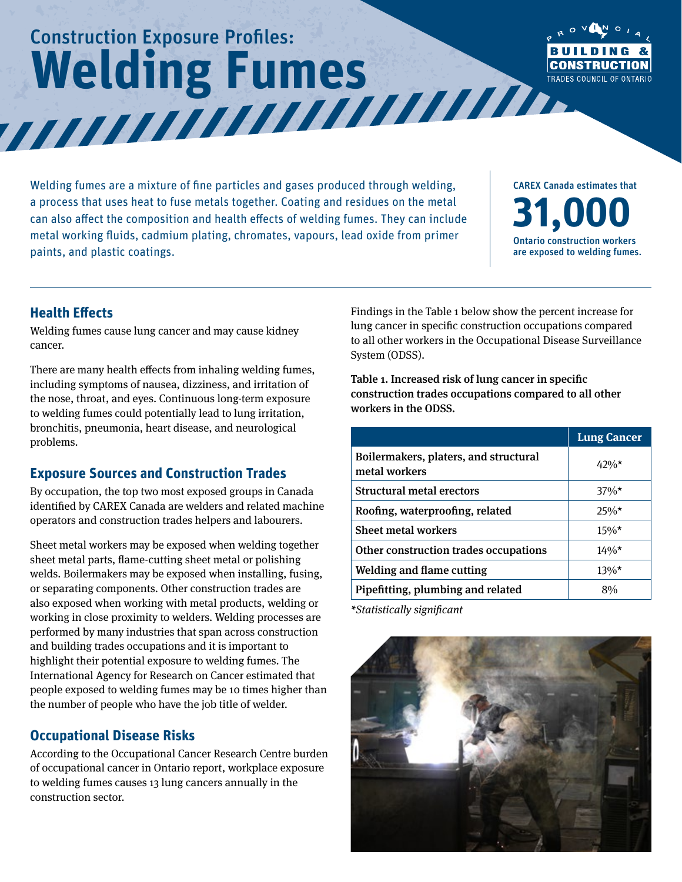# Construction Exposure Profiles: Welding Fumes

Welding fumes are a mixture of fine particles and gases produced through welding, a process that uses heat to fuse metals together. Coating and residues on the metal can also affect the composition and health effects of welding fumes. They can include metal working fluids, cadmium plating, chromates, vapours, lead oxide from primer paints, and plastic coatings.

CAREX Canada estimates that **31,000** Ontario construction workers are exposed to welding fumes.

## Health Effects

Welding fumes cause lung cancer and may cause kidney cancer.

There are many health effects from inhaling welding fumes, including symptoms of nausea, dizziness, and irritation of the nose, throat, and eyes. Continuous long-term exposure to welding fumes could potentially lead to lung irritation, bronchitis, pneumonia, heart disease, and neurological problems.

## Exposure Sources and Construction Trades

By occupation, the top two most exposed groups in Canada identified by CAREX Canada are welders and related machine operators and construction trades helpers and labourers.

Sheet metal workers may be exposed when welding together sheet metal parts, flame-cutting sheet metal or polishing welds. Boilermakers may be exposed when installing, fusing, or separating components. Other construction trades are also exposed when working with metal products, welding or working in close proximity to welders. Welding processes are performed by many industries that span across construction and building trades occupations and it is important to highlight their potential exposure to welding fumes. The International Agency for Research on Cancer estimated that people exposed to welding fumes may be 10 times higher than the number of people who have the job title of welder.

## Occupational Disease Risks

According to the Occupational Cancer Research Centre burden of occupational cancer in Ontario report, workplace exposure to welding fumes causes 13 lung cancers annually in the construction sector.

Findings in the Table 1 below show the percent increase for lung cancer in specific construction occupations compared to all other workers in the Occupational Disease Surveillance System (ODSS).

**Table 1. Increased risk of lung cancer in specific construction trades occupations compared to all other workers in the ODSS.**

| | Lung Cancer |
|---|---|
| Boilermakers, platers, and structural metal workers | 42%* |
| Structural metal erectors | 37%* |
| Roofing, waterproofing, related | 25%* |
| Sheet metal workers | 15%* |
| Other construction trades occupations | 14%* |
| Welding and flame cutting | 13%* |
| Pipefitting, plumbing and related | 8% |

*\*Statistically significant*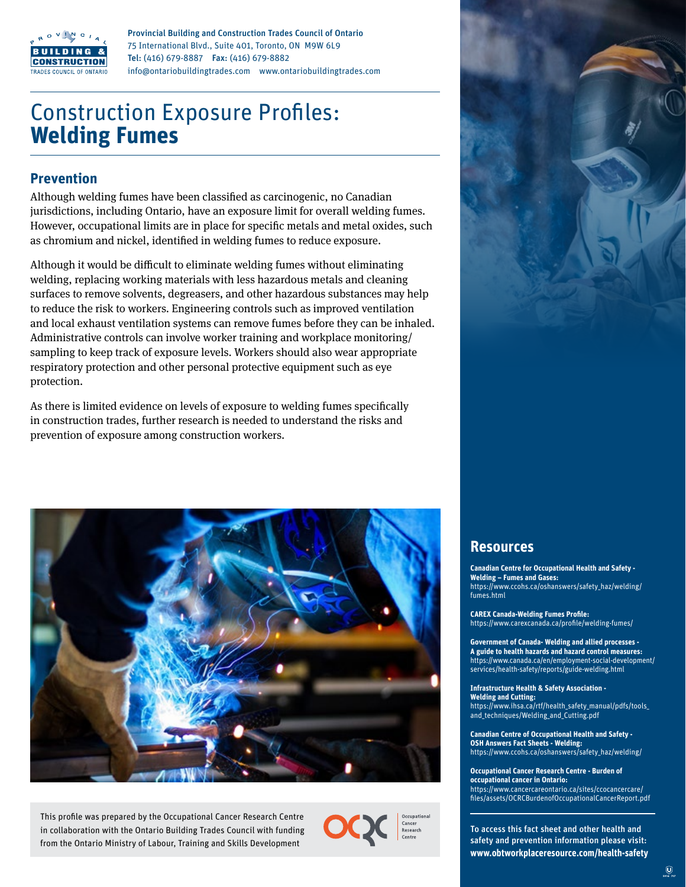Provincial Building and Construction Trades Council of Ontario
75 International Blvd., Suite 401, Toronto, ON M9W 6L9
**Tel:** (416) 679-8887 **Fax:** (416) 679-8882
info@ontariobuildingtrades.com www.ontariobuildingtrades.com

# Construction Exposure Profiles: **Welding Fumes**

## Prevention

Although welding fumes have been classified as carcinogenic, no Canadian jurisdictions, including Ontario, have an exposure limit for overall welding fumes. However, occupational limits are in place for specific metals and metal oxides, such as chromium and nickel, identified in welding fumes to reduce exposure.

Although it would be difficult to eliminate welding fumes without eliminating welding, replacing working materials with less hazardous metals and cleaning surfaces to remove solvents, degreasers, and other hazardous substances may help to reduce the risk to workers. Engineering controls such as improved ventilation and local exhaust ventilation systems can remove fumes before they can be inhaled. Administrative controls can involve worker training and workplace monitoring/sampling to keep track of exposure levels. Workers should also wear appropriate respiratory protection and other personal protective equipment such as eye protection.

As there is limited evidence on levels of exposure to welding fumes specifically in construction trades, further research is needed to understand the risks and prevention of exposure among construction workers.

This profile was prepared by the Occupational Cancer Research Centre in collaboration with the Ontario Building Trades Council with funding from the Ontario Ministry of Labour, Training and Skills Development

## Resources

**Canadian Centre for Occupational Health and Safety - Welding – Fumes and Gases:**
https://www.ccohs.ca/oshanswers/safety_haz/welding/fumes.html

**CAREX Canada-Welding Fumes Profile:**
https://www.carexcanada.ca/profile/welding-fumes/

**Government of Canada- Welding and allied processes - A guide to health hazards and hazard control measures:**
https://www.canada.ca/en/employment-social-development/services/health-safety/reports/guide-welding.html

**Infrastructure Health & Safety Association - Welding and Cutting:**
https://www.ihsa.ca/rtf/health_safety_manual/pdfs/tools_and_techniques/Welding_and_Cutting.pdf

**Canadian Centre of Occupational Health and Safety - OSH Answers Fact Sheets - Welding:**
https://www.ccohs.ca/oshanswers/safety_haz/welding/

**Occupational Cancer Research Centre - Burden of occupational cancer in Ontario:**
https://www.cancercareontario.ca/sites/ccocancercare/files/assets/OCRCBurdenofOccupationalCancerReport.pdf

**To access this fact sheet and other health and safety and prevention information please visit: www.obtworkplaceresource.com/health-safety**